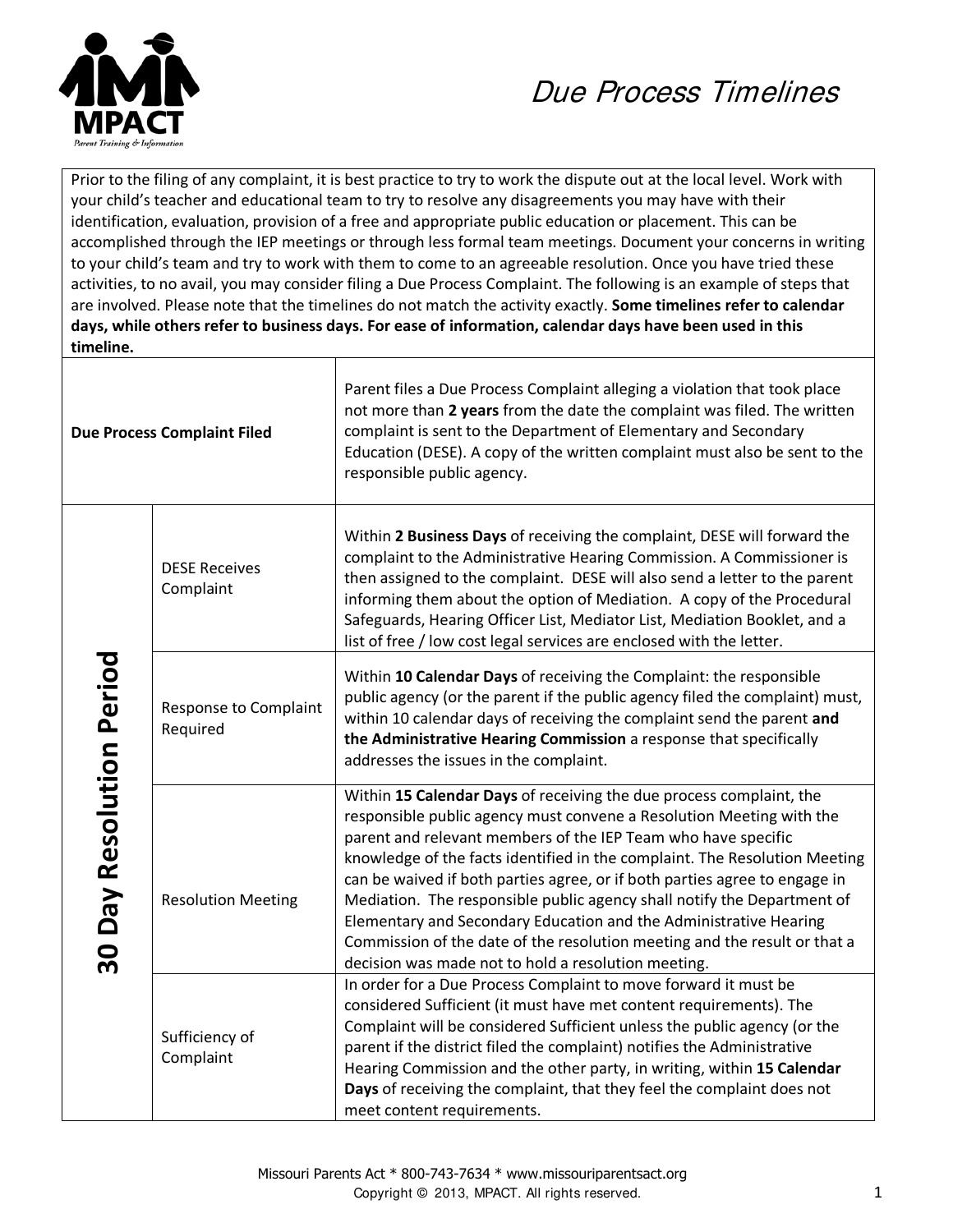# Due Process Timelines

MPACT
*Parent Training & Information*

Prior to the filing of any complaint, it is best practice to try to work the dispute out at the local level. Work with your child's teacher and educational team to try to resolve any disagreements you may have with their identification, evaluation, provision of a free and appropriate public education or placement. This can be accomplished through the IEP meetings or through less formal team meetings. Document your concerns in writing to your child's team and try to work with them to come to an agreeable resolution. Once you have tried these activities, to no avail, you may consider filing a Due Process Complaint. The following is an example of steps that are involved. Please note that the timelines do not match the activity exactly. **Some timelines refer to calendar days, while others refer to business days. For ease of information, calendar days have been used in this timeline.**

| | | |
|---|---|---|
| **Due Process Complaint Filed** | | Parent files a Due Process Complaint alleging a violation that took place not more than **2 years** from the date the complaint was filed. The written complaint is sent to the Department of Elementary and Secondary Education (DESE). A copy of the written complaint must also be sent to the responsible public agency. |
| **30 Day Resolution Period** | DESE Receives Complaint | Within **2 Business Days** of receiving the complaint, DESE will forward the complaint to the Administrative Hearing Commission. A Commissioner is then assigned to the complaint. DESE will also send a letter to the parent informing them about the option of Mediation. A copy of the Procedural Safeguards, Hearing Officer List, Mediator List, Mediation Booklet, and a list of free / low cost legal services are enclosed with the letter. |
| | Response to Complaint Required | Within **10 Calendar Days** of receiving the Complaint: the responsible public agency (or the parent if the public agency filed the complaint) must, within 10 calendar days of receiving the complaint send the parent **and the Administrative Hearing Commission** a response that specifically addresses the issues in the complaint. |
| | Resolution Meeting | Within **15 Calendar Days** of receiving the due process complaint, the responsible public agency must convene a Resolution Meeting with the parent and relevant members of the IEP Team who have specific knowledge of the facts identified in the complaint. The Resolution Meeting can be waived if both parties agree, or if both parties agree to engage in Mediation. The responsible public agency shall notify the Department of Elementary and Secondary Education and the Administrative Hearing Commission of the date of the resolution meeting and the result or that a decision was made not to hold a resolution meeting. |
| | Sufficiency of Complaint | In order for a Due Process Complaint to move forward it must be considered Sufficient (it must have met content requirements). The Complaint will be considered Sufficient unless the public agency (or the parent if the district filed the complaint) notifies the Administrative Hearing Commission and the other party, in writing, within **15 Calendar Days** of receiving the complaint, that they feel the complaint does not meet content requirements. |

Missouri Parents Act * 800-743-7634 * www.missouriparentsact.org
Copyright © 2013, MPACT. All rights reserved.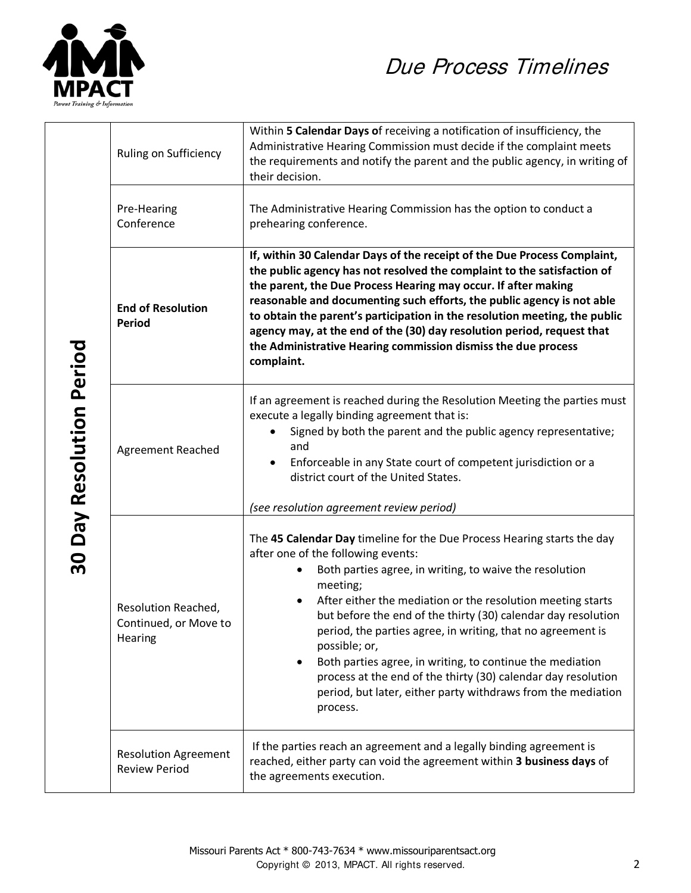# Due Process Timelines

| **30 Day Resolution Period** | | |
|---|---|---|
| | Ruling on Sufficiency | Within **5 Calendar Days o**f receiving a notification of insufficiency, the Administrative Hearing Commission must decide if the complaint meets the requirements and notify the parent and the public agency, in writing of their decision. |
| | Pre-Hearing Conference | The Administrative Hearing Commission has the option to conduct a prehearing conference. |
| | **End of Resolution Period** | **If, within 30 Calendar Days of the receipt of the Due Process Complaint, the public agency has not resolved the complaint to the satisfaction of the parent, the Due Process Hearing may occur. If after making reasonable and documenting such efforts, the public agency is not able to obtain the parent's participation in the resolution meeting, the public agency may, at the end of the (30) day resolution period, request that the Administrative Hearing commission dismiss the due process complaint.** |
| | Agreement Reached | If an agreement is reached during the Resolution Meeting the parties must execute a legally binding agreement that is:<br>• Signed by both the parent and the public agency representative; and<br>• Enforceable in any State court of competent jurisdiction or a district court of the United States.<br><br>*(see resolution agreement review period)* |
| | Resolution Reached, Continued, or Move to Hearing | The **45 Calendar Day** timeline for the Due Process Hearing starts the day after one of the following events:<br>• Both parties agree, in writing, to waive the resolution meeting;<br>• After either the mediation or the resolution meeting starts but before the end of the thirty (30) calendar day resolution period, the parties agree, in writing, that no agreement is possible; or,<br>• Both parties agree, in writing, to continue the mediation process at the end of the thirty (30) calendar day resolution period, but later, either party withdraws from the mediation process. |
| | Resolution Agreement Review Period | If the parties reach an agreement and a legally binding agreement is reached, either party can void the agreement within **3 business days** of the agreements execution. |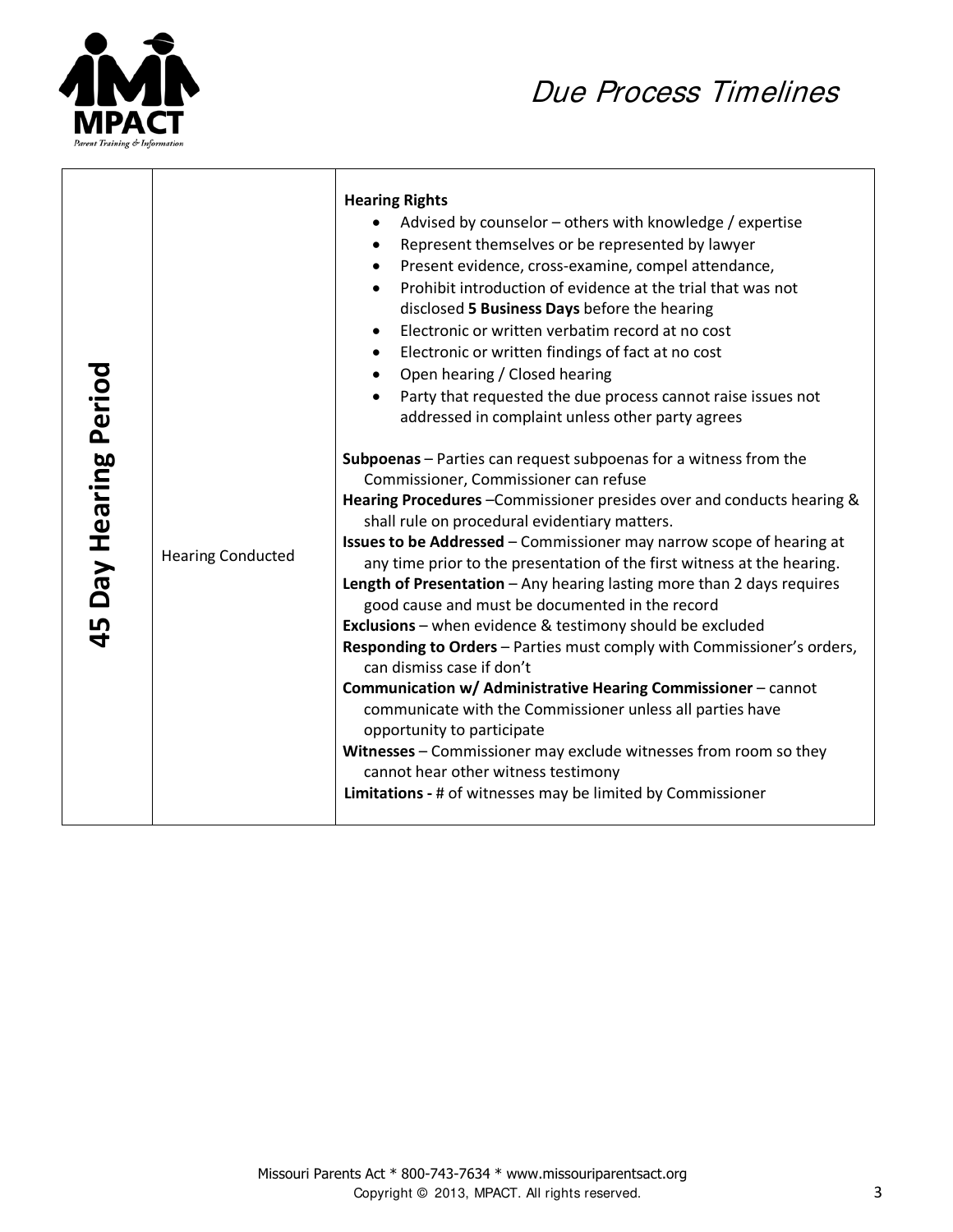| 45 Day Hearing Period | Hearing Conducted | **Hearing Rights**<br>• Advised by counselor – others with knowledge / expertise<br>• Represent themselves or be represented by lawyer<br>• Present evidence, cross-examine, compel attendance,<br>• Prohibit introduction of evidence at the trial that was not disclosed **5 Business Days** before the hearing<br>• Electronic or written verbatim record at no cost<br>• Electronic or written findings of fact at no cost<br>• Open hearing / Closed hearing<br>• Party that requested the due process cannot raise issues not addressed in complaint unless other party agrees<br><br>**Subpoenas** – Parties can request subpoenas for a witness from the Commissioner, Commissioner can refuse<br>**Hearing Procedures** –Commissioner presides over and conducts hearing & shall rule on procedural evidentiary matters.<br>**Issues to be Addressed** – Commissioner may narrow scope of hearing at any time prior to the presentation of the first witness at the hearing.<br>**Length of Presentation** – Any hearing lasting more than 2 days requires good cause and must be documented in the record<br>**Exclusions** – when evidence & testimony should be excluded<br>**Responding to Orders** – Parties must comply with Commissioner's orders, can dismiss case if don't<br>**Communication w/ Administrative Hearing Commissioner** – cannot communicate with the Commissioner unless all parties have opportunity to participate<br>**Witnesses** – Commissioner may exclude witnesses from room so they cannot hear other witness testimony<br>**Limitations -** # of witnesses may be limited by Commissioner |
|---|---|---|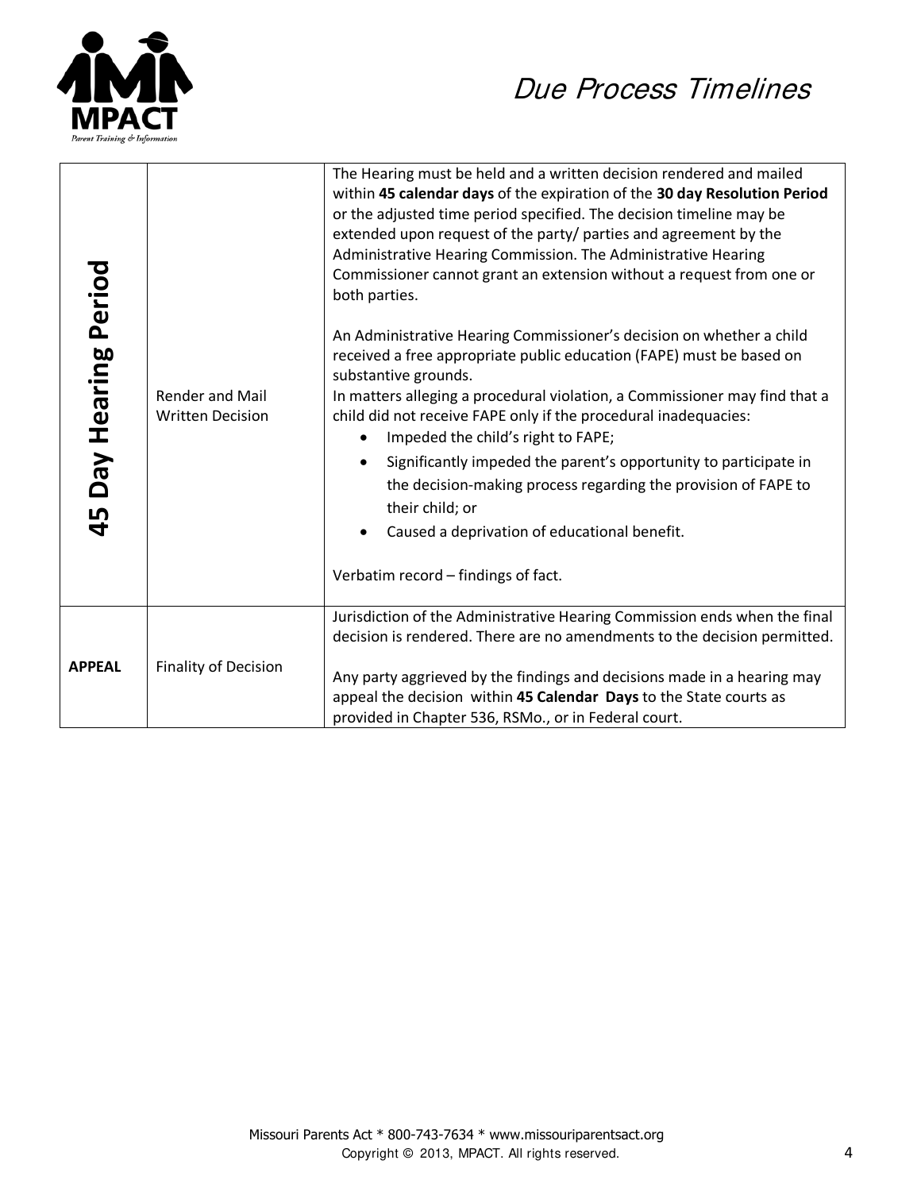# Due Process Timelines

| | | |
|---|---|---|
| **45 Day Hearing Period** | Render and Mail Written Decision | The Hearing must be held and a written decision rendered and mailed within **45 calendar days** of the expiration of the **30 day Resolution Period** or the adjusted time period specified. The decision timeline may be extended upon request of the party/ parties and agreement by the Administrative Hearing Commission. The Administrative Hearing Commissioner cannot grant an extension without a request from one or both parties.<br><br>An Administrative Hearing Commissioner's decision on whether a child received a free appropriate public education (FAPE) must be based on substantive grounds.<br>In matters alleging a procedural violation, a Commissioner may find that a child did not receive FAPE only if the procedural inadequacies:<br>• Impeded the child's right to FAPE;<br>• Significantly impeded the parent's opportunity to participate in the decision-making process regarding the provision of FAPE to their child; or<br>• Caused a deprivation of educational benefit.<br><br>Verbatim record – findings of fact. |
| **APPEAL** | Finality of Decision | Jurisdiction of the Administrative Hearing Commission ends when the final decision is rendered. There are no amendments to the decision permitted.<br><br>Any party aggrieved by the findings and decisions made in a hearing may appeal the decision within **45 Calendar Days** to the State courts as provided in Chapter 536, RSMo., or in Federal court. |